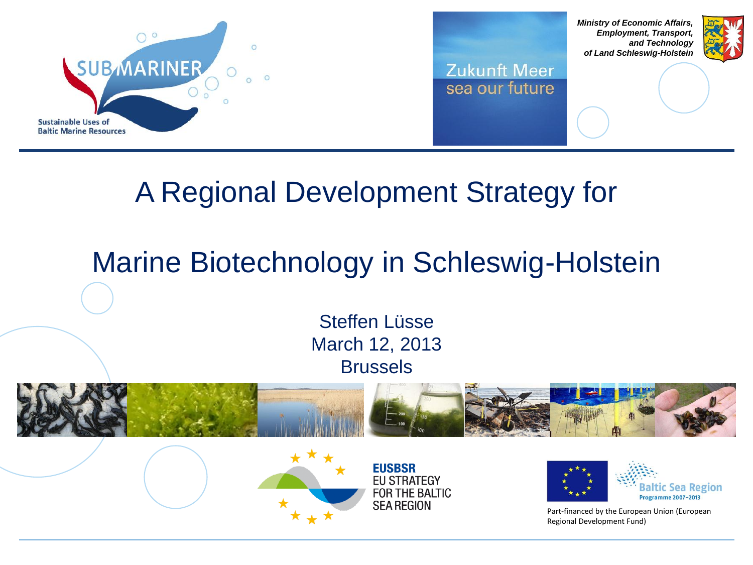SUBMARINER

Sustainable Uses of Baltic Marine Resources

Zukunft Meer
sea our future

*Ministry of Economic Affairs, Employment, Transport, and Technology of Land Schleswig-Holstein*

# A Regional Development Strategy for Marine Biotechnology in Schleswig-Holstein

Steffen Lüsse
March 12, 2013
Brussels

EUSBSR
EU STRATEGY FOR THE BALTIC SEA REGION

Baltic Sea Region
Programme 2007–2013

Part-financed by the European Union (European Regional Development Fund)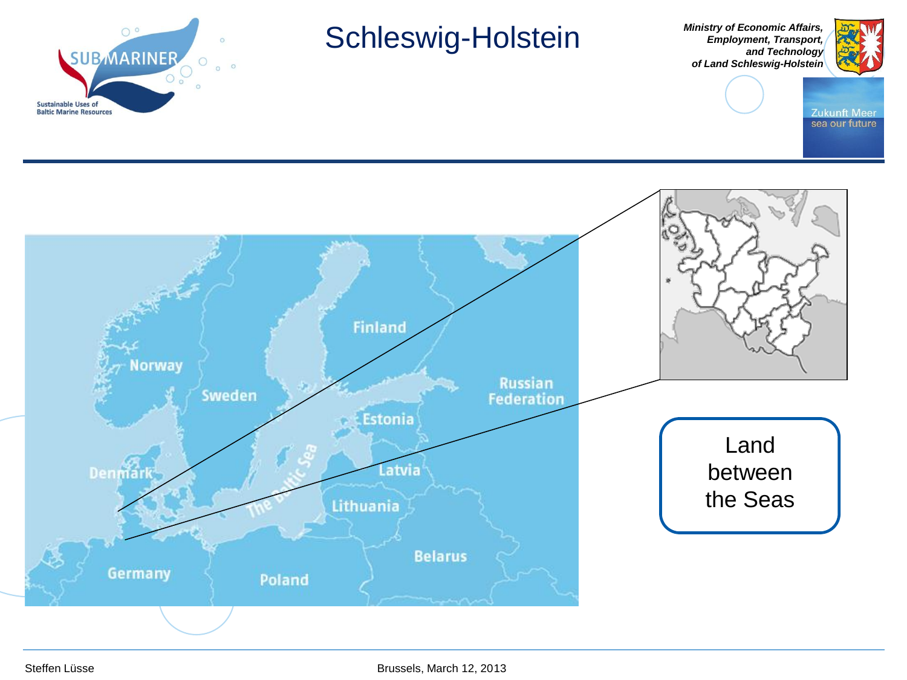# Schleswig-Holstein

*Ministry of Economic Affairs, Employment, Transport, and Technology of Land Schleswig-Holstein*

Land between the Seas

Steffen Lüsse

Brussels, March 12, 2013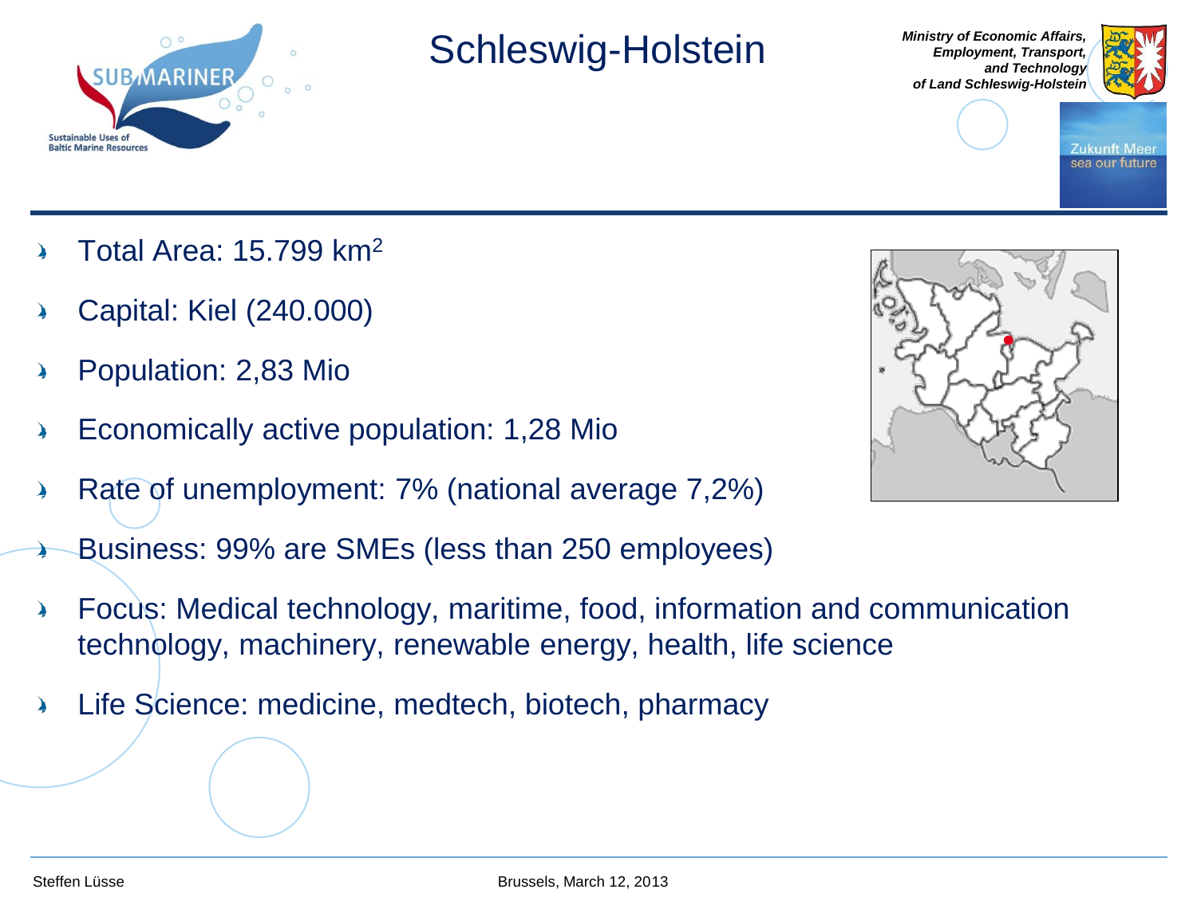# Schleswig-Holstein

- Total Area: 15.799 km$^2$
- Capital: Kiel (240.000)
- Population: 2,83 Mio
- Economically active population: 1,28 Mio
- Rate of unemployment: 7% (national average 7,2%)
- Business: 99% are SMEs (less than 250 employees)
- Focus: Medical technology, maritime, food, information and communication technology, machinery, renewable energy, health, life science
- Life Science: medicine, medtech, biotech, pharmacy

Steffen Lüsse

Brussels, March 12, 2013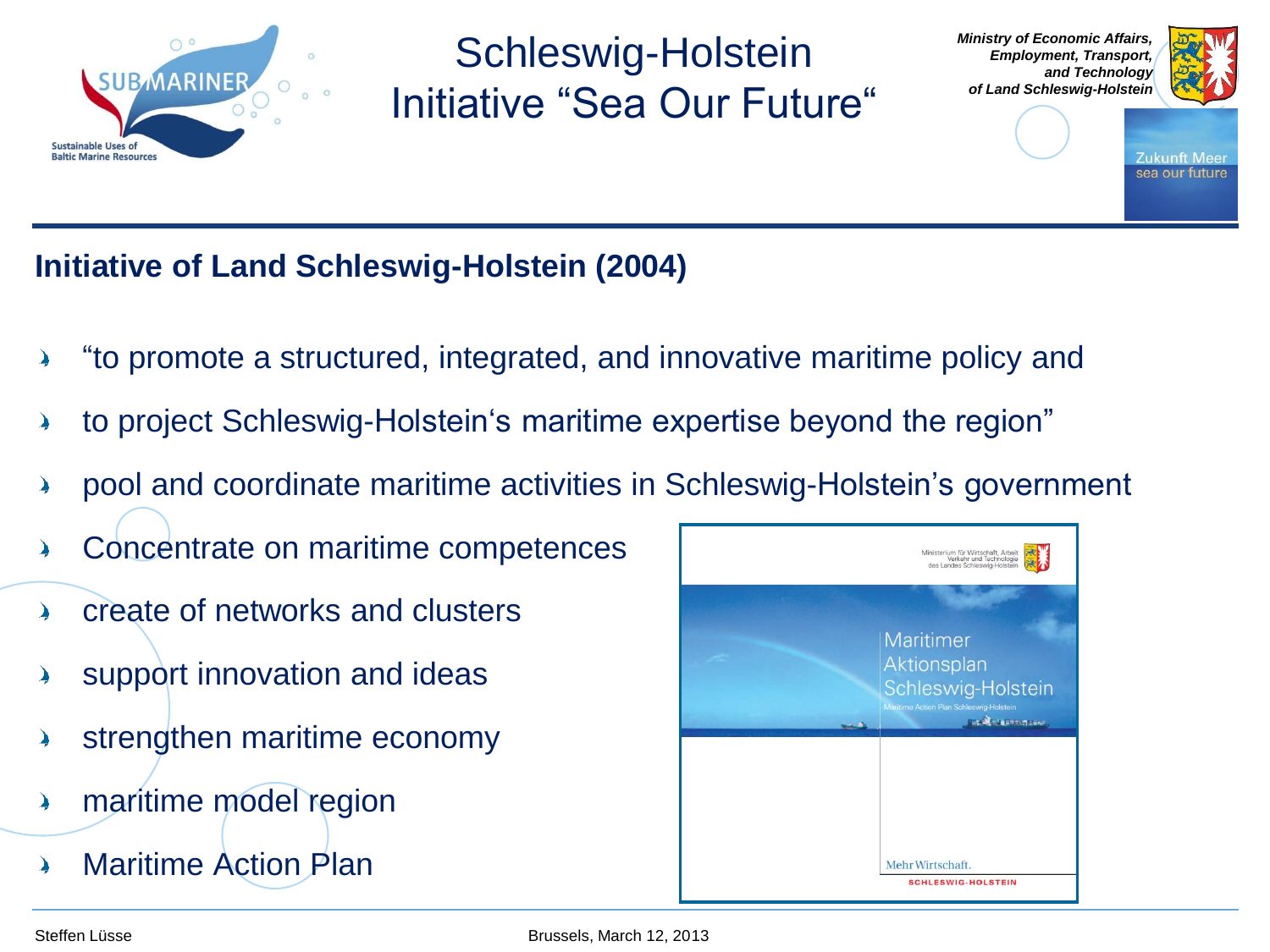# Schleswig-Holstein Initiative "Sea Our Future"

*Ministry of Economic Affairs, Employment, Transport, and Technology of Land Schleswig-Holstein*

## Initiative of Land Schleswig-Holstein (2004)

- "to promote a structured, integrated, and innovative maritime policy and
- to project Schleswig-Holstein's maritime expertise beyond the region"
- pool and coordinate maritime activities in Schleswig-Holstein's government
- Concentrate on maritime competences
- create of networks and clusters
- support innovation and ideas
- strengthen maritime economy
- maritime model region
- Maritime Action Plan

Steffen Lüsse — Brussels, March 12, 2013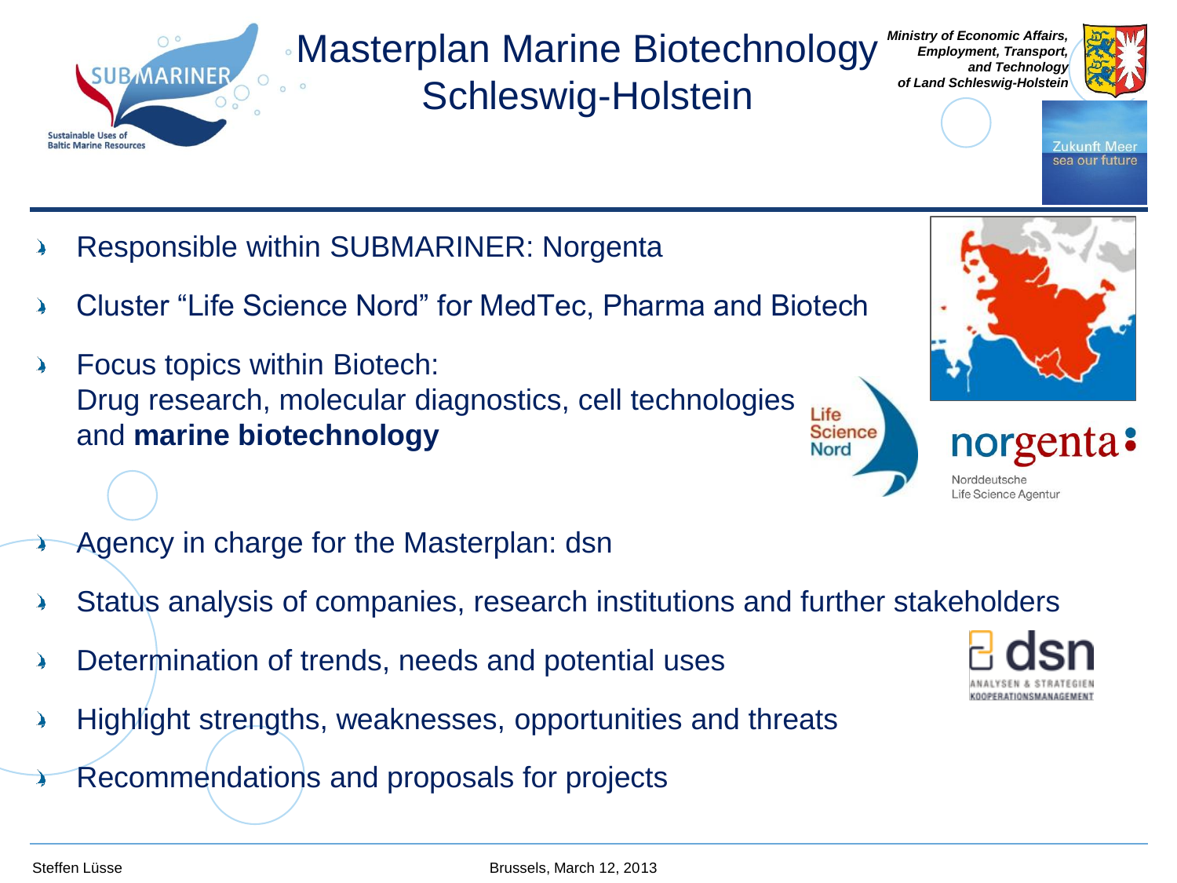# Masterplan Marine Biotechnology Schleswig-Holstein

*Ministry of Economic Affairs, Employment, Transport, and Technology of Land Schleswig-Holstein*

Zukunft Meer
sea our future

- Responsible within SUBMARINER: Norgenta
- Cluster “Life Science Nord” for MedTec, Pharma and Biotech
- Focus topics within Biotech:
  Drug research, molecular diagnostics, cell technologies and **marine biotechnology**

Life Science Nord

norgenta
Norddeutsche Life Science Agentur

- Agency in charge for the Masterplan: dsn
- Status analysis of companies, research institutions and further stakeholders
- Determination of trends, needs and potential uses
- Highlight strengths, weaknesses, opportunities and threats
- Recommendations and proposals for projects

dsn
ANALYSEN & STRATEGIEN
KOOPERATIONSMANAGEMENT

Steffen Lüsse

Brussels, March 12, 2013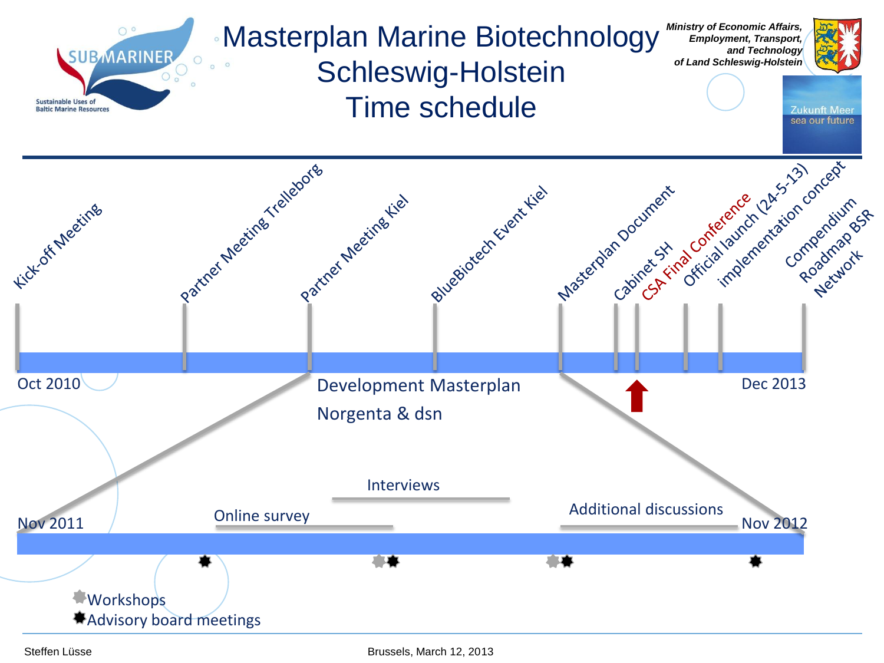# Masterplan Marine Biotechnology Schleswig-Holstein Time schedule

SUBMARINER – Sustainable Uses of Baltic Marine Resources

*Ministry of Economic Affairs, Employment, Transport, and Technology of Land Schleswig-Holstein*

Zukunft Meer
sea our future

- Kick-off Meeting
- Partner Meeting Trelleborg
- Partner Meeting Kiel
- BlueBiotech Event Kiel
- Masterplan Document
- Cabinet SH
- CSA Final Conference
- Official launch (24-5-13)
- implementation concept
- Compendium
- Roadmap BSR
- Network

Oct 2010 — Dec 2013

Development Masterplan
Norgenta & dsn

Nov 2011 — Nov 2012

- Online survey
- Interviews
- Additional discussions

Workshops
Advisory board meetings

Steffen Lüsse

Brussels, March 12, 2013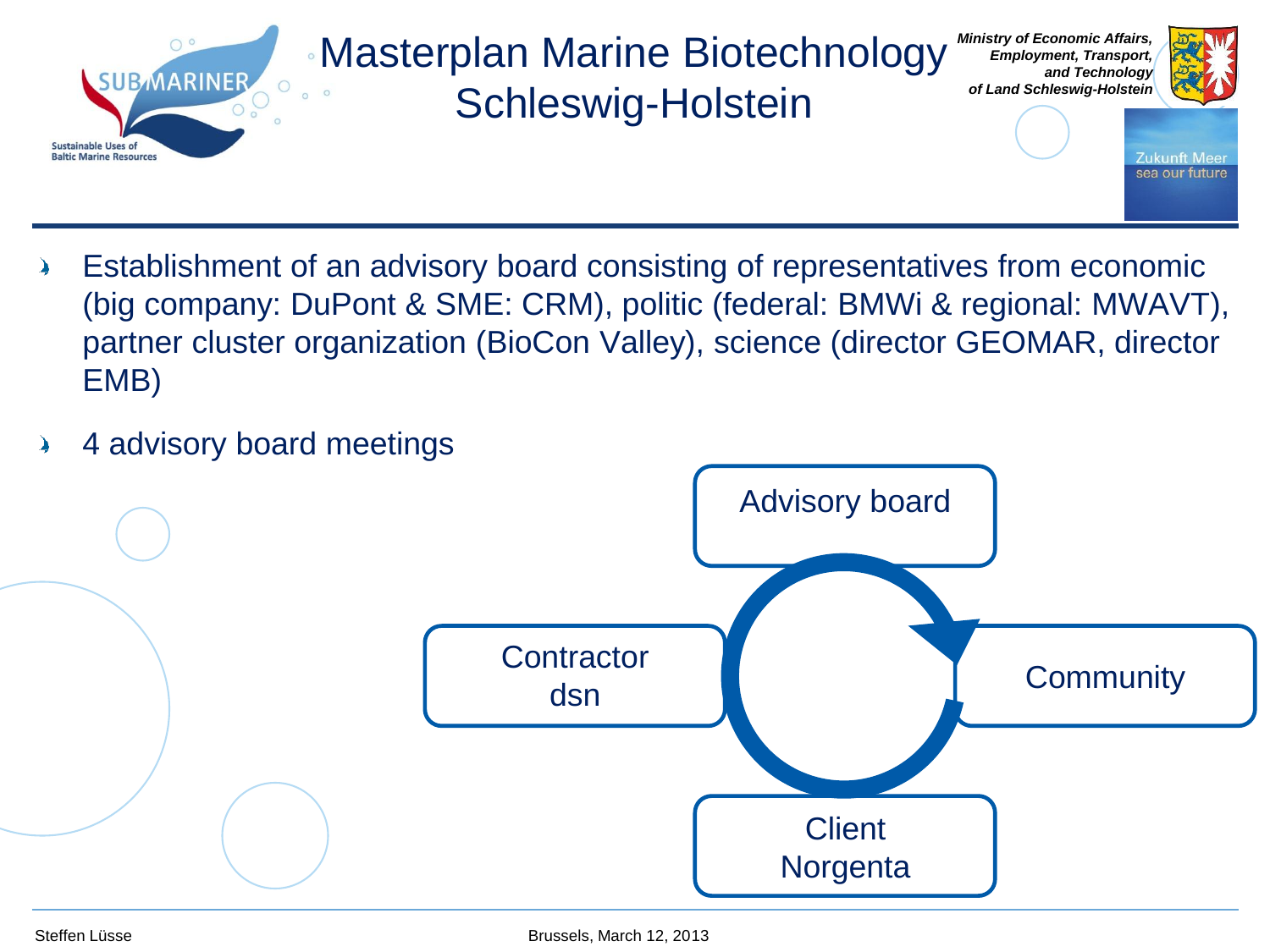# Masterplan Marine Biotechnology Schleswig-Holstein

*Ministry of Economic Affairs, Employment, Transport, and Technology of Land Schleswig-Holstein*

- Establishment of an advisory board consisting of representatives from economic (big company: DuPont & SME: CRM), politic (federal: BMWi & regional: MWAVT), partner cluster organization (BioCon Valley), science (director GEOMAR, director EMB)
- 4 advisory board meetings

Advisory board

Community

Client
Norgenta

Contractor
dsn

Steffen Lüsse

Brussels, March 12, 2013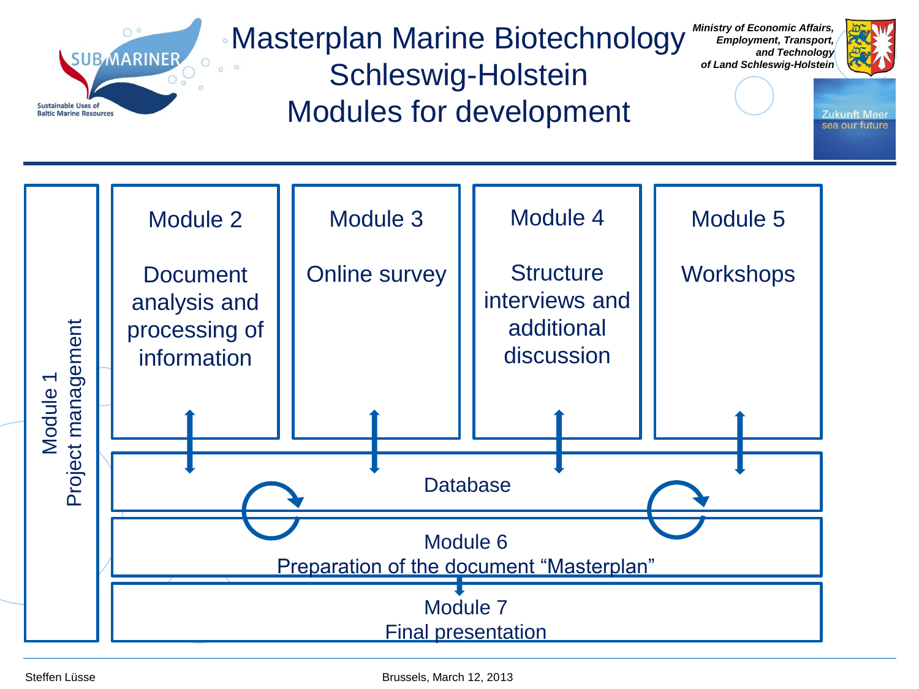# Masterplan Marine Biotechnology Schleswig-Holstein Modules for development

*Ministry of Economic Affairs, Employment, Transport, and Technology of Land Schleswig-Holstein*

Zukunft Meer
sea our future

SUBMARINER
Sustainable Uses of Baltic Marine Resources

Module 1
Project management

Module 2
Document analysis and processing of information

Module 3
Online survey

Module 4
Structure interviews and additional discussion

Module 5
Workshops

Database

Module 6
Preparation of the document "Masterplan"

Module 7
Final presentation

Steffen Lüsse

Brussels, March 12, 2013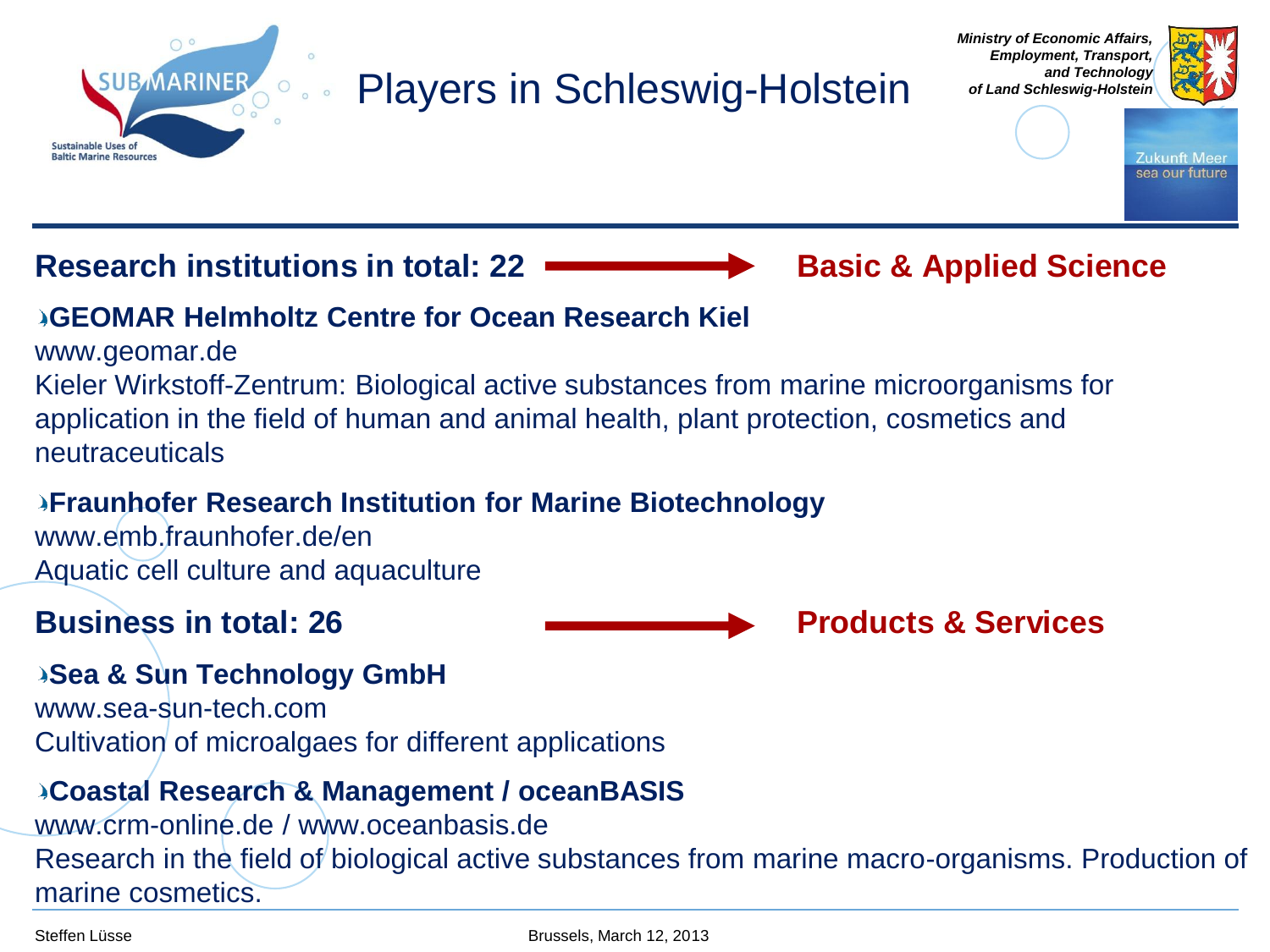# Players in Schleswig-Holstein

**Research institutions in total: 22** ⟶ **Basic & Applied Science**

- **GEOMAR Helmholtz Centre for Ocean Research Kiel**
  www.geomar.de
  Kieler Wirkstoff-Zentrum: Biological active substances from marine microorganisms for application in the field of human and animal health, plant protection, cosmetics and neutraceuticals

- **Fraunhofer Research Institution for Marine Biotechnology**
  www.emb.fraunhofer.de/en
  Aquatic cell culture and aquaculture

**Business in total: 26** ⟶ **Products & Services**

- **Sea & Sun Technology GmbH**
  www.sea-sun-tech.com
  Cultivation of microalgaes for different applications

- **Coastal Research & Management / oceanBASIS**
  www.crm-online.de / www.oceanbasis.de
  Research in the field of biological active substances from marine macro-organisms. Production of marine cosmetics.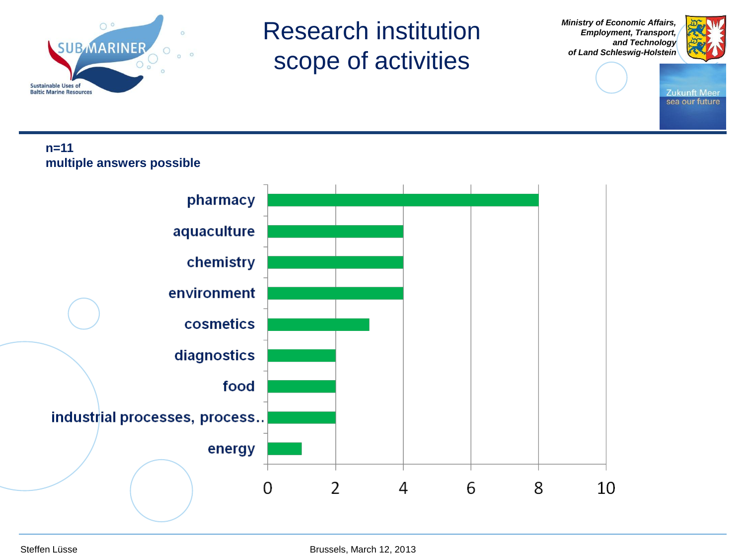# Research institution scope of activities

*Ministry of Economic Affairs, Employment, Transport, and Technology of Land Schleswig-Holstein*

**n=11**
**multiple answers possible**

| Activity | Count |
|---|---|
| pharmacy | 8 |
| aquaculture | 4 |
| chemistry | 4 |
| environment | 4 |
| cosmetics | 3 |
| diagnostics | 2 |
| food | 2 |
| industrial processes, process.. | 2 |
| energy | 1 |

Steffen Lüsse

Brussels, March 12, 2013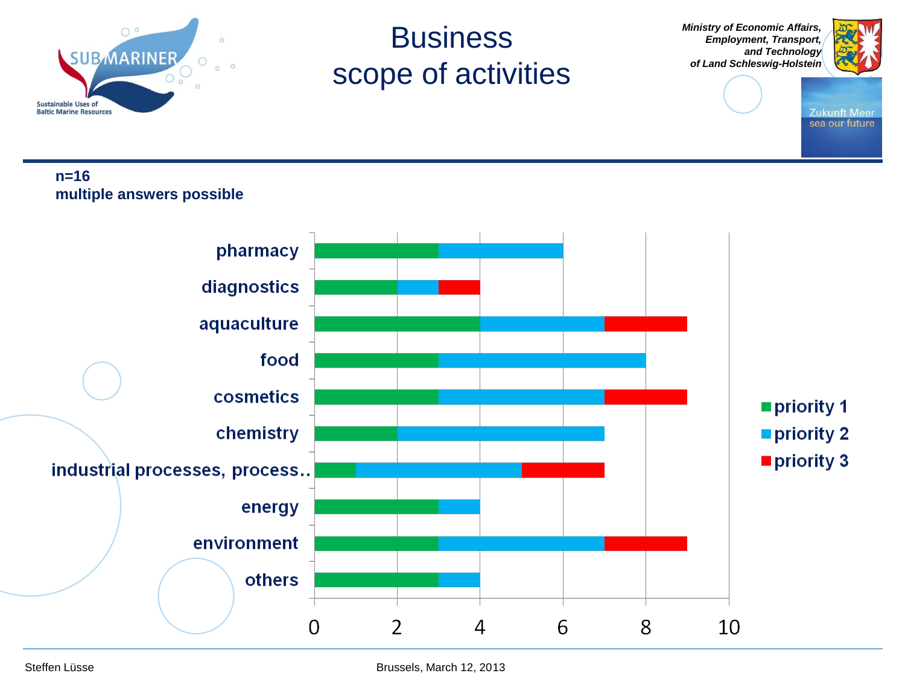# Business scope of activities

**n=16**
**multiple answers possible**

| | priority 1 | priority 2 | priority 3 |
|---|---|---|---|
| pharmacy | 3 | 3 | |
| diagnostics | 2 | 1 | 1 |
| aquaculture | 4 | 3 | 2 |
| food | 3 | 5 | |
| cosmetics | 3 | 4 | 2 |
| chemistry | 2 | 5 | |
| industrial processes, process.. | 1 | 4 | 2 |
| energy | 3 | 1 | |
| environment | 3 | 4 | 2 |
| others | 3 | 1 | |

Steffen Lüsse

Brussels, March 12, 2013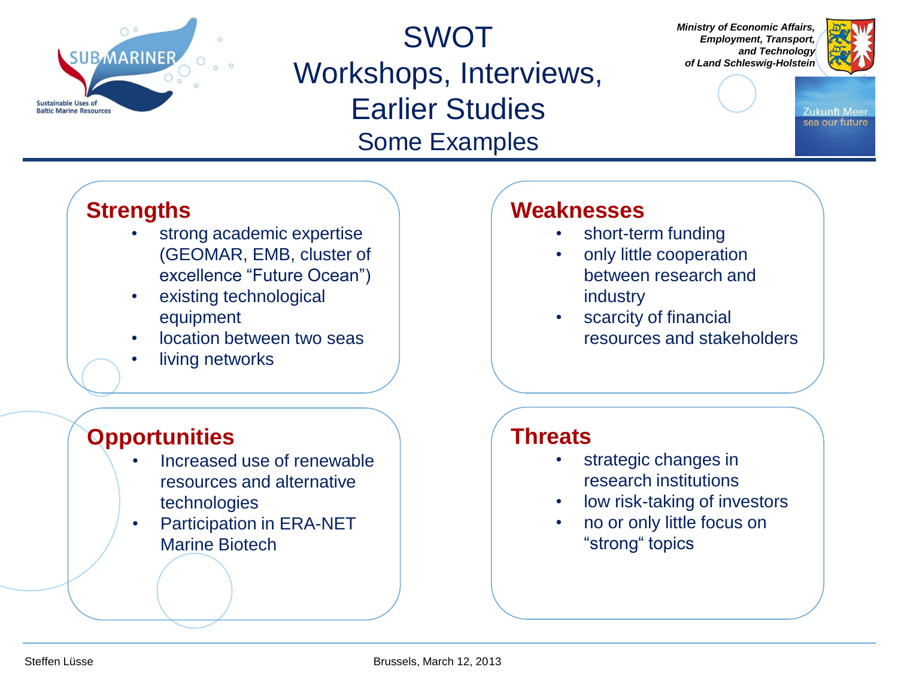# SWOT Workshops, Interviews, Earlier Studies

## Some Examples

*Ministry of Economic Affairs, Employment, Transport, and Technology of Land Schleswig-Holstein*

### Strengths

- strong academic expertise (GEOMAR, EMB, cluster of excellence "Future Ocean")
- existing technological equipment
- location between two seas
- living networks

### Weaknesses

- short-term funding
- only little cooperation between research and industry
- scarcity of financial resources and stakeholders

### Opportunities

- Increased use of renewable resources and alternative technologies
- Participation in ERA-NET Marine Biotech

### Threats

- strategic changes in research institutions
- low risk-taking of investors
- no or only little focus on "strong" topics

Steffen Lüsse

Brussels, March 12, 2013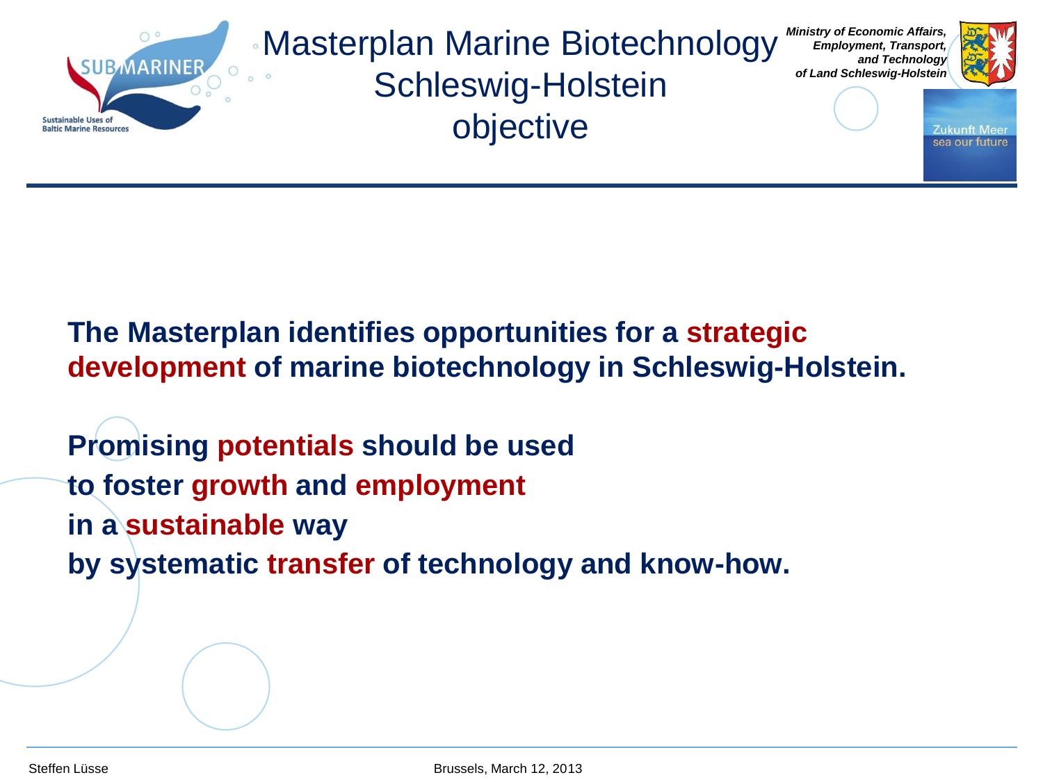# Masterplan Marine Biotechnology Schleswig-Holstein objective

*Ministry of Economic Affairs, Employment, Transport, and Technology of Land Schleswig-Holstein*

Zukunft Meer
sea our future

**The Masterplan identifies opportunities for a strategic development of marine biotechnology in Schleswig-Holstein.**

**Promising potentials should be used**
**to foster growth and employment**
**in a sustainable way**
**by systematic transfer of technology and know-how.**

Steffen Lüsse

Brussels, March 12, 2013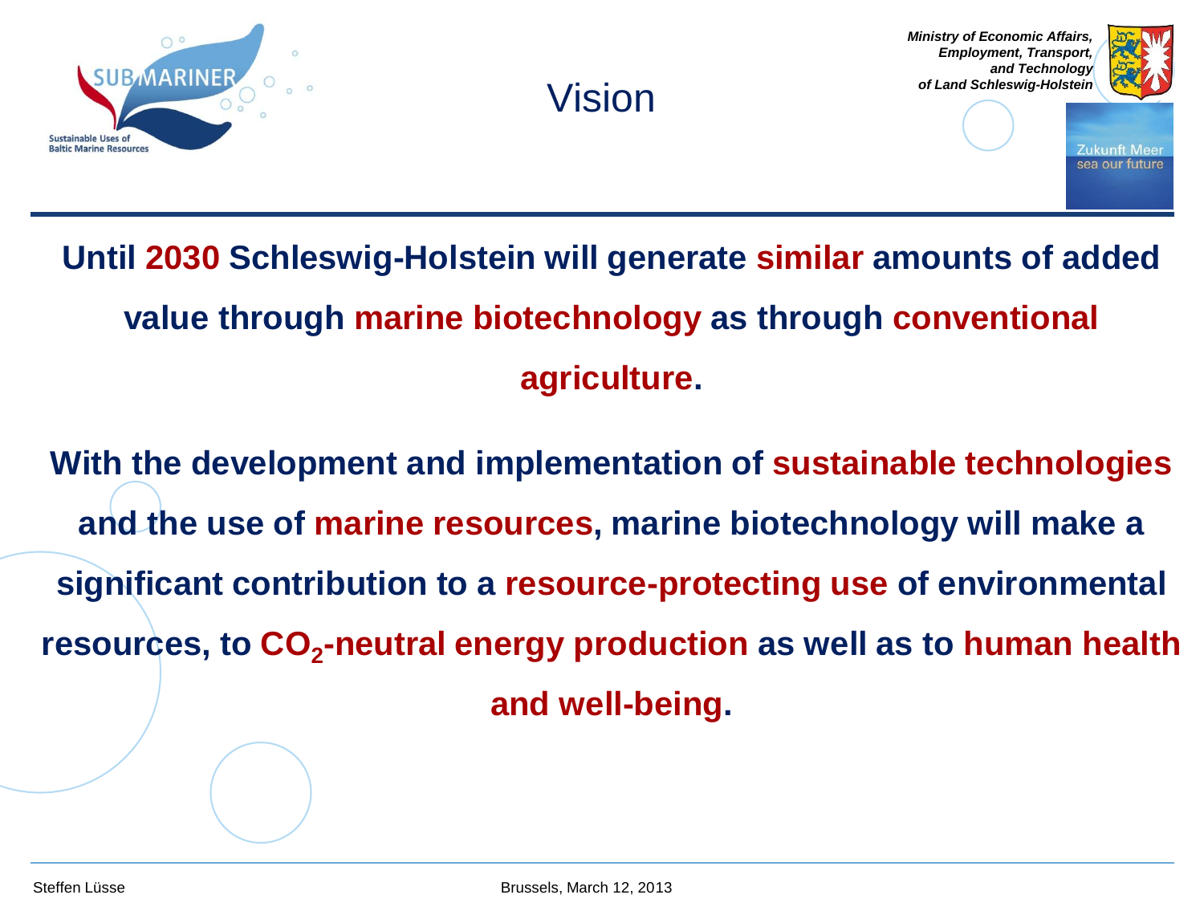# Vision

**Until 2030 Schleswig-Holstein will generate similar amounts of added value through marine biotechnology as through conventional agriculture.**

**With the development and implementation of sustainable technologies and the use of marine resources, marine biotechnology will make a significant contribution to a resource-protecting use of environmental resources, to $CO_2$-neutral energy production as well as to human health and well-being.**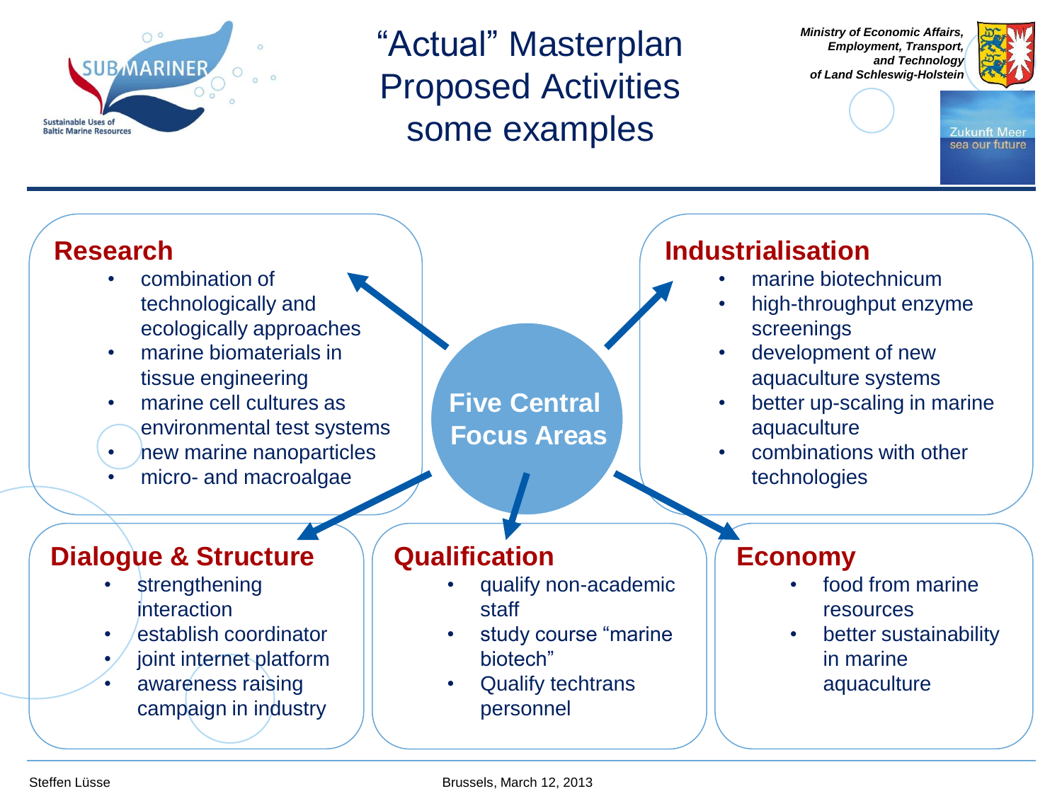# "Actual" Masterplan Proposed Activities some examples

SUBMARINER – Sustainable Uses of Baltic Marine Resources

*Ministry of Economic Affairs, Employment, Transport, and Technology of Land Schleswig-Holstein*

Zukunft Meer – sea our future

**Five Central Focus Areas**

## Research

- combination of technologically and ecologically approaches
- marine biomaterials in tissue engineering
- marine cell cultures as environmental test systems
- new marine nanoparticles
- micro- and macroalgae

## Industrialisation

- marine biotechnicum
- high-throughput enzyme screenings
- development of new aquaculture systems
- better up-scaling in marine aquaculture
- combinations with other technologies

## Dialogue & Structure

- strengthening interaction
- establish coordinator
- joint internet platform
- awareness raising campaign in industry

## Qualification

- qualify non-academic staff
- study course "marine biotech"
- Qualify techtrans personnel

## Economy

- food from marine resources
- better sustainability in marine aquaculture

Steffen Lüsse

Brussels, March 12, 2013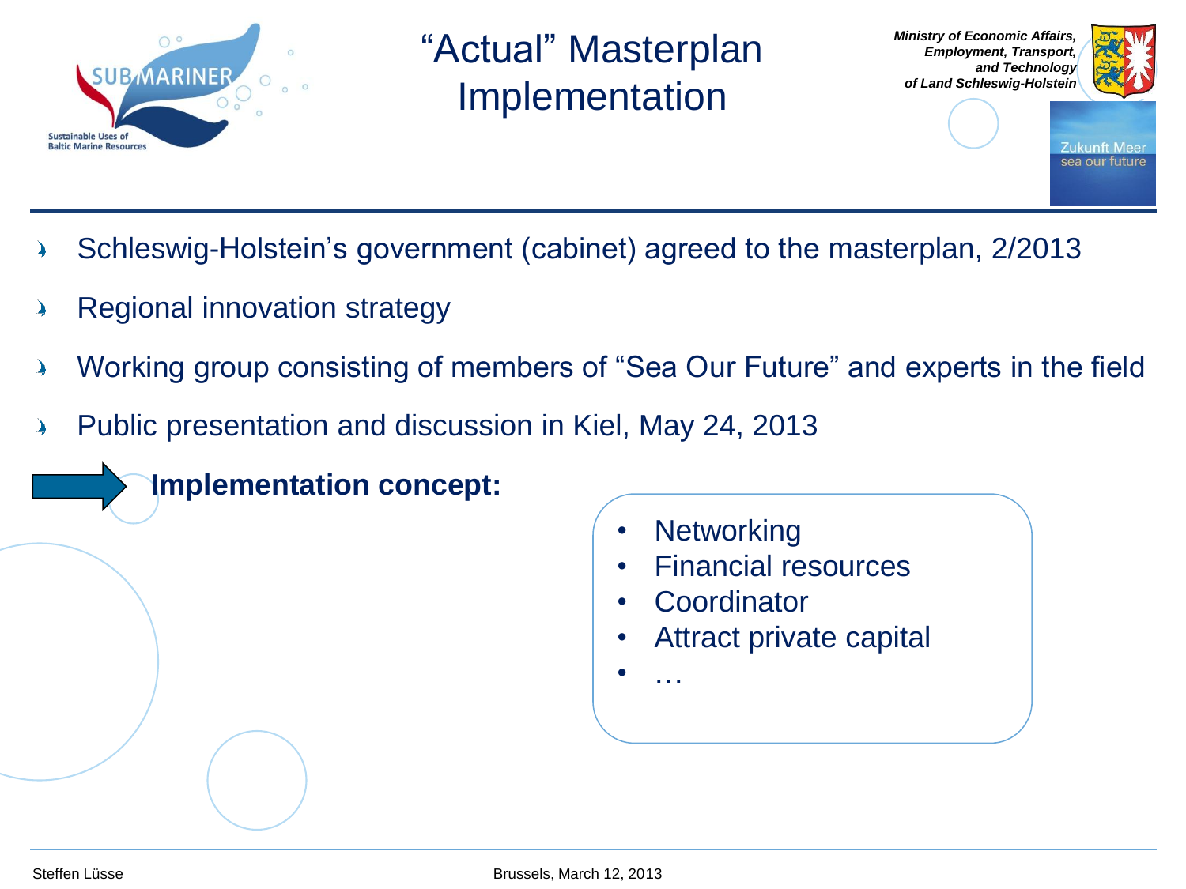# "Actual" Masterplan Implementation

- Schleswig-Holstein's government (cabinet) agreed to the masterplan, 2/2013
- Regional innovation strategy
- Working group consisting of members of "Sea Our Future" and experts in the field
- Public presentation and discussion in Kiel, May 24, 2013

**Implementation concept:**

- Networking
- Financial resources
- Coordinator
- Attract private capital
- …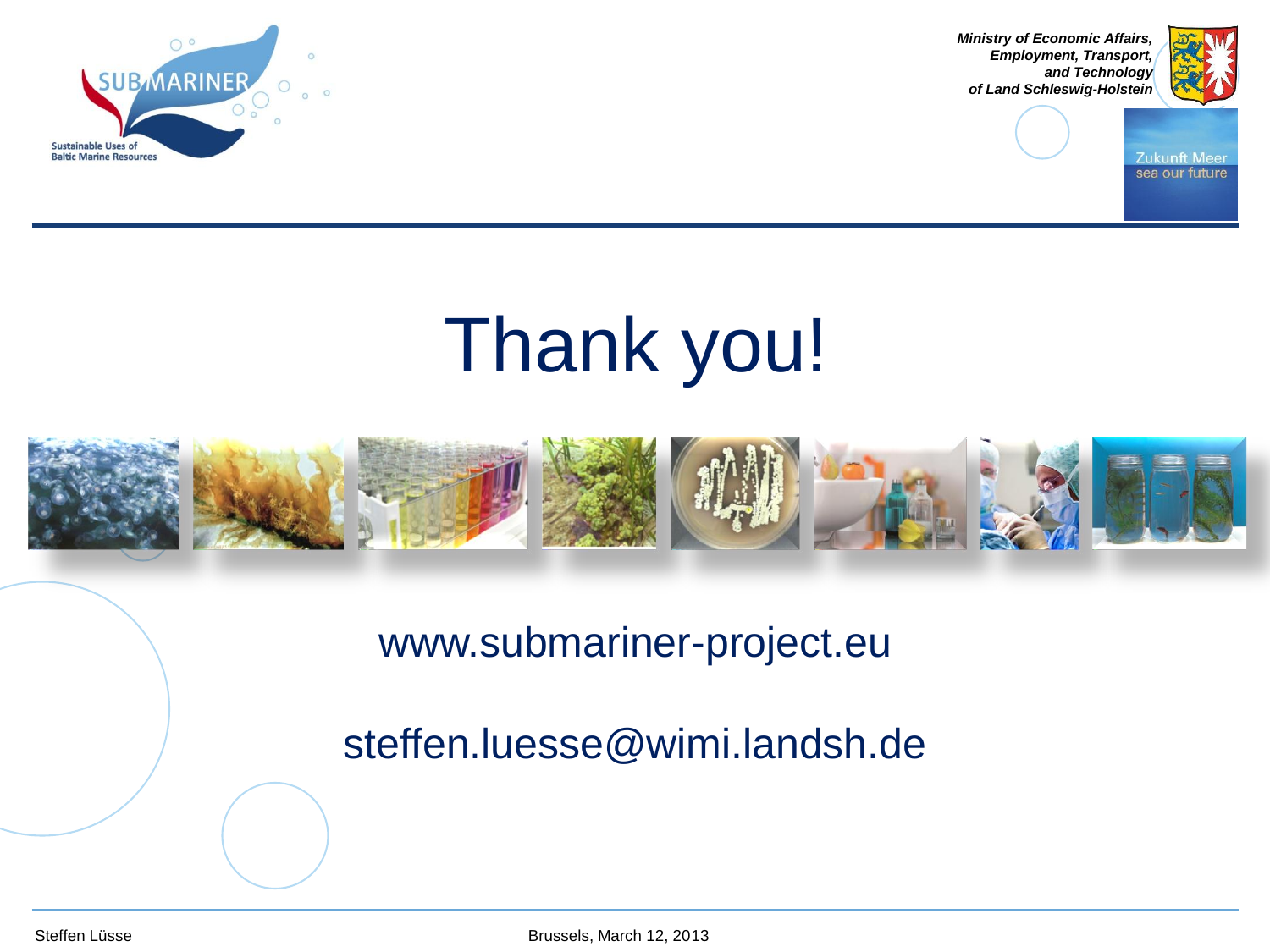SUBMARINER

Sustainable Uses of Baltic Marine Resources

*Ministry of Economic Affairs, Employment, Transport, and Technology of Land Schleswig-Holstein*

Zukunft Meer
sea our future

# Thank you!

www.submariner-project.eu

steffen.luesse@wimi.landsh.de

Steffen Lüsse

Brussels, March 12, 2013